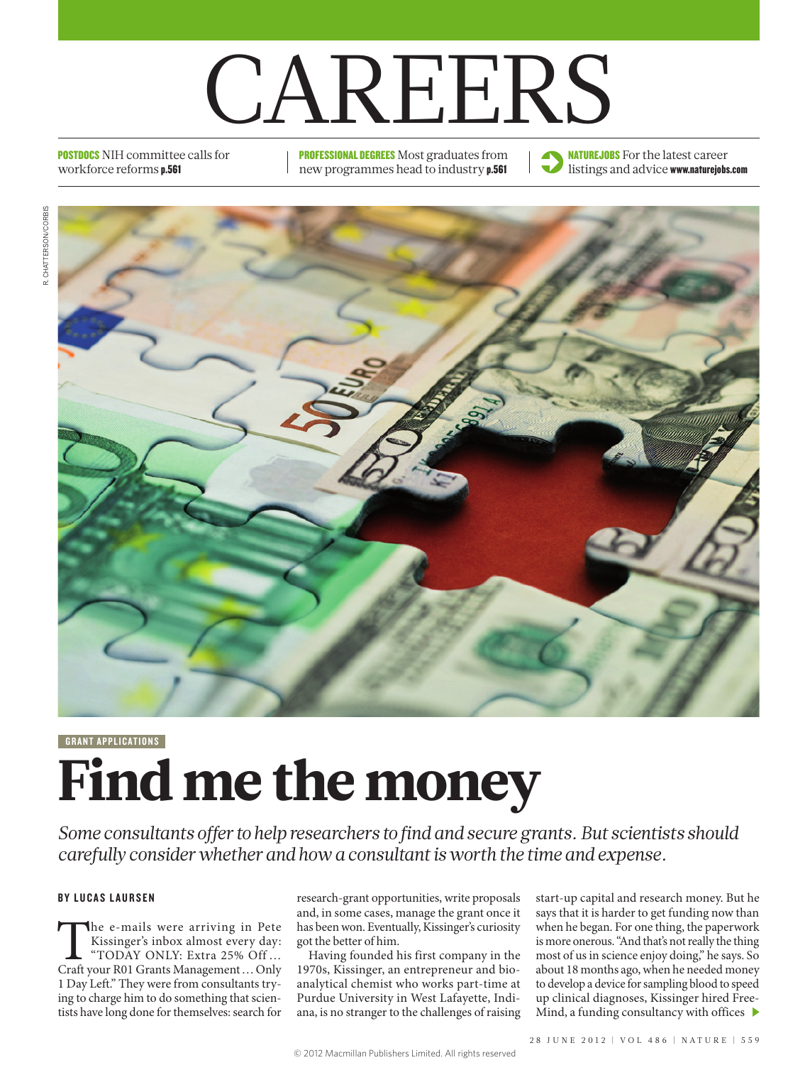# CAREERS

**POSTDOCS** NIH committee calls for workforce reforms **p.561**

**PROFESSIONAL DEGREES** Most graduates from new programmes head to industry **p.561**

**NATUREJOBS** For the latest career listings and advice **www.naturejobs.com**

R. CHATTERSON/CORBIS

GRANT APPLICATIONS

# Find me the money

*Some consultants offer to help researchers to find and secure grants. But scientists should carefully consider whether and how a consultant is worth the time and expense.*

**BY LUCAS LAURSEN**

The e-mails were arriving in Pete Kissinger's inbox almost every day: "TODAY ONLY: Extra 25% Off … Craft your R01 Grants Management … Only 1 Day Left." They were from consultants trying to charge him to do something that scientists have long done for themselves: search for research-grant opportunities, write proposals and, in some cases, manage the grant once it has been won. Eventually, Kissinger's curiosity got the better of him.

Having founded his first company in the 1970s, Kissinger, an entrepreneur and bioanalytical chemist who works part-time at Purdue University in West Lafayette, Indiana, is no stranger to the challenges of raising start-up capital and research money. But he says that it is harder to get funding now than when he began. For one thing, the paperwork is more onerous. "And that's not really the thing most of us in science enjoy doing," he says. So about 18 months ago, when he needed money to develop a device for sampling blood to speed up clinical diagnoses, Kissinger hired FreeMind, a funding consultancy with offices ▶

© 2012 Macmillan Publishers Limited. All rights reserved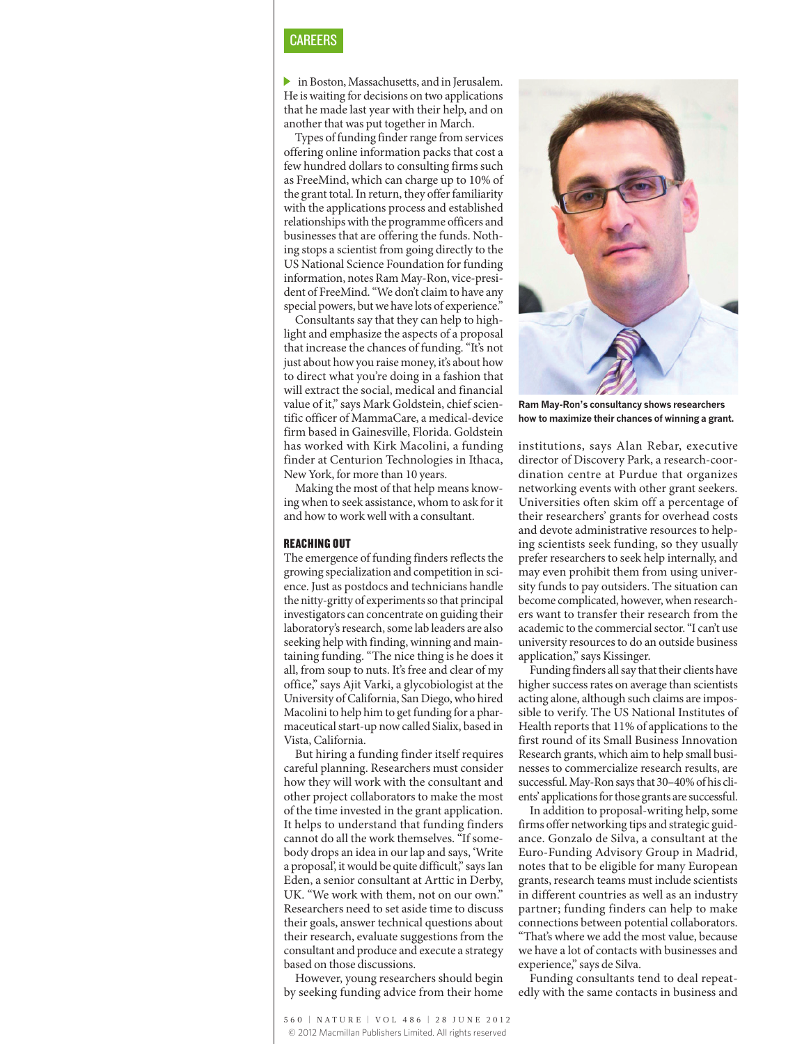in Boston, Massachusetts, and in Jerusalem. He is waiting for decisions on two applications that he made last year with their help, and on another that was put together in March.

Types of funding finder range from services offering online information packs that cost a few hundred dollars to consulting firms such as FreeMind, which can charge up to 10% of the grant total. In return, they offer familiarity with the applications process and established relationships with the programme officers and businesses that are offering the funds. Nothing stops a scientist from going directly to the US National Science Foundation for funding information, notes Ram May-Ron, vice-president of FreeMind. "We don't claim to have any special powers, but we have lots of experience."

Consultants say that they can help to highlight and emphasize the aspects of a proposal that increase the chances of funding. "It's not just about how you raise money, it's about how to direct what you're doing in a fashion that will extract the social, medical and financial value of it," says Mark Goldstein, chief scientific officer of MammaCare, a medical-device firm based in Gainesville, Florida. Goldstein has worked with Kirk Macolini, a funding finder at Centurion Technologies in Ithaca, New York, for more than 10 years.

Making the most of that help means knowing when to seek assistance, whom to ask for it and how to work well with a consultant.

## REACHING OUT

The emergence of funding finders reflects the growing specialization and competition in science. Just as postdocs and technicians handle the nitty-gritty of experiments so that principal investigators can concentrate on guiding their laboratory's research, some lab leaders are also seeking help with finding, winning and maintaining funding. "The nice thing is he does it all, from soup to nuts. It's free and clear of my office," says Ajit Varki, a glycobiologist at the University of California, San Diego, who hired Macolini to help him to get funding for a pharmaceutical start-up now called Sialix, based in Vista, California.

But hiring a funding finder itself requires careful planning. Researchers must consider how they will work with the consultant and other project collaborators to make the most of the time invested in the grant application. It helps to understand that funding finders cannot do all the work themselves. "If somebody drops an idea in our lap and says, 'Write a proposal', it would be quite difficult," says Ian Eden, a senior consultant at Arttic in Derby, UK. "We work with them, not on our own." Researchers need to set aside time to discuss their goals, answer technical questions about their research, evaluate suggestions from the consultant and produce and execute a strategy based on those discussions.

However, young researchers should begin by seeking funding advice from their home institutions, says Alan Rebar, executive director of Discovery Park, a research-coordination centre at Purdue that organizes networking events with other grant seekers. Universities often skim off a percentage of their researchers' grants for overhead costs and devote administrative resources to helping scientists seek funding, so they usually prefer researchers to seek help internally, and may even prohibit them from using university funds to pay outsiders. The situation can become complicated, however, when researchers want to transfer their research from the academic to the commercial sector. "I can't use university resources to do an outside business application," says Kissinger.

Ram May-Ron's consultancy shows researchers how to maximize their chances of winning a grant.

Funding finders all say that their clients have higher success rates on average than scientists acting alone, although such claims are impossible to verify. The US National Institutes of Health reports that 11% of applications to the first round of its Small Business Innovation Research grants, which aim to help small businesses to commercialize research results, are successful. May-Ron says that 30–40% of his clients' applications for those grants are successful.

In addition to proposal-writing help, some firms offer networking tips and strategic guidance. Gonzalo de Silva, a consultant at the Euro-Funding Advisory Group in Madrid, notes that to be eligible for many European grants, research teams must include scientists in different countries as well as an industry partner; funding finders can help to make connections between potential collaborators. "That's where we add the most value, because we have a lot of contacts with businesses and experience," says de Silva.

Funding consultants tend to deal repeatedly with the same contacts in business and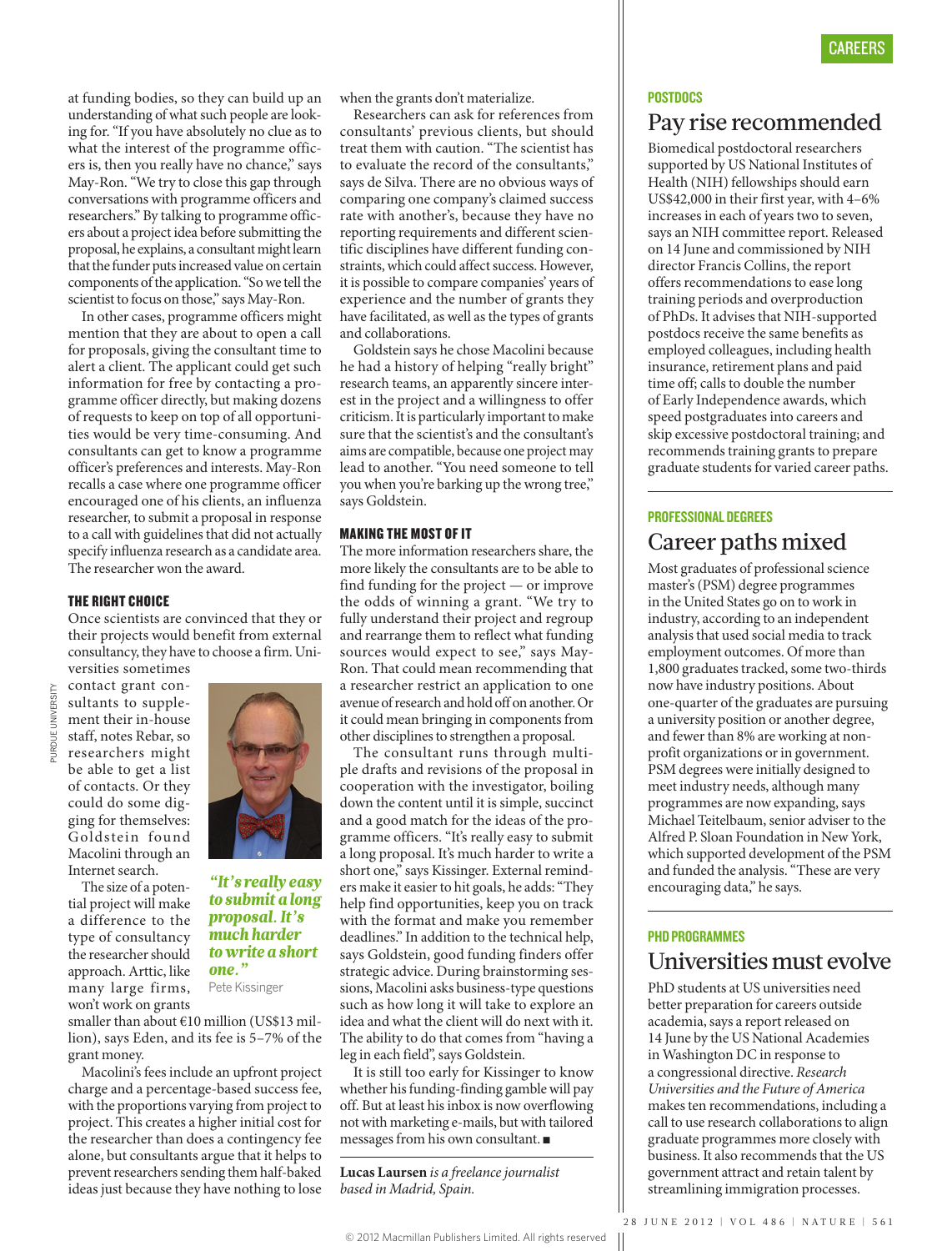at funding bodies, so they can build up an understanding of what such people are looking for. "If you have absolutely no clue as to what the interest of the programme officers is, then you really have no chance," says May-Ron. "We try to close this gap through conversations with programme officers and researchers." By talking to programme officers about a project idea before submitting the proposal, he explains, a consultant might learn that the funder puts increased value on certain components of the application. "So we tell the scientist to focus on those," says May-Ron.

In other cases, programme officers might mention that they are about to open a call for proposals, giving the consultant time to alert a client. The applicant could get such information for free by contacting a programme officer directly, but making dozens of requests to keep on top of all opportunities would be very time-consuming. And consultants can get to know a programme officer's preferences and interests. May-Ron recalls a case where one programme officer encouraged one of his clients, an influenza researcher, to submit a proposal in response to a call with guidelines that did not actually specify influenza research as a candidate area. The researcher won the award.

### THE RIGHT CHOICE

Once scientists are convinced that they or their projects would benefit from external consultancy, they have to choose a firm. Universities sometimes contact grant consultants to supplement their in-house staff, notes Rebar, so researchers might be able to get a list of contacts. Or they could do some digging for themselves: Goldstein found Macolini through an Internet search.

PURDUE UNIVERSITY

*"It's really easy to submit a long proposal. It's much harder to write a short one."*
Pete Kissinger

The size of a potential project will make a difference to the type of consultancy the researcher should approach. Arttic, like many large firms, won't work on grants smaller than about €10 million (US$13 million), says Eden, and its fee is 5–7% of the grant money.

Macolini's fees include an upfront project charge and a percentage-based success fee, with the proportions varying from project to project. This creates a higher initial cost for the researcher than does a contingency fee alone, but consultants argue that it helps to prevent researchers sending them half-baked ideas just because they have nothing to lose when the grants don't materialize.

Researchers can ask for references from consultants' previous clients, but should treat them with caution. "The scientist has to evaluate the record of the consultants," says de Silva. There are no obvious ways of comparing one company's claimed success rate with another's, because they have no reporting requirements and different scientific disciplines have different funding constraints, which could affect success. However, it is possible to compare companies' years of experience and the number of grants they have facilitated, as well as the types of grants and collaborations.

Goldstein says he chose Macolini because he had a history of helping "really bright" research teams, an apparently sincere interest in the project and a willingness to offer criticism. It is particularly important to make sure that the scientist's and the consultant's aims are compatible, because one project may lead to another. "You need someone to tell you when you're barking up the wrong tree," says Goldstein.

### MAKING THE MOST OF IT

The more information researchers share, the more likely the consultants are to be able to find funding for the project — or improve the odds of winning a grant. "We try to fully understand their project and regroup and rearrange them to reflect what funding sources would expect to see," says May-Ron. That could mean recommending that a researcher restrict an application to one avenue of research and hold off on another. Or it could mean bringing in components from other disciplines to strengthen a proposal.

The consultant runs through multiple drafts and revisions of the proposal in cooperation with the investigator, boiling down the content until it is simple, succinct and a good match for the ideas of the programme officers. "It's really easy to submit a long proposal. It's much harder to write a short one," says Kissinger. External reminders make it easier to hit goals, he adds: "They help find opportunities, keep you on track with the format and make you remember deadlines." In addition to the technical help, says Goldstein, good funding finders offer strategic advice. During brainstorming sessions, Macolini asks business-type questions such as how long it will take to explore an idea and what the client will do next with it. The ability to do that comes from "having a leg in each field", says Goldstein.

It is still too early for Kissinger to know whether his funding-finding gamble will pay off. But at least his inbox is now overflowing not with marketing e-mails, but with tailored messages from his own consultant. ■

**Lucas Laursen** *is a freelance journalist based in Madrid, Spain.*

CAREERS

POSTDOCS

## Pay rise recommended

Biomedical postdoctoral researchers supported by US National Institutes of Health (NIH) fellowships should earn US$42,000 in their first year, with 4–6% increases in each of years two to seven, says an NIH committee report. Released on 14 June and commissioned by NIH director Francis Collins, the report offers recommendations to ease long training periods and overproduction of PhDs. It advises that NIH-supported postdocs receive the same benefits as employed colleagues, including health insurance, retirement plans and paid time off; calls to double the number of Early Independence awards, which speed postgraduates into careers and skip excessive postdoctoral training; and recommends training grants to prepare graduate students for varied career paths.

PROFESSIONAL DEGREES

## Career paths mixed

Most graduates of professional science master's (PSM) degree programmes in the United States go on to work in industry, according to an independent analysis that used social media to track employment outcomes. Of more than 1,800 graduates tracked, some two-thirds now have industry positions. About one-quarter of the graduates are pursuing a university position or another degree, and fewer than 8% are working at non-profit organizations or in government. PSM degrees were initially designed to meet industry needs, although many programmes are now expanding, says Michael Teitelbaum, senior adviser to the Alfred P. Sloan Foundation in New York, which supported development of the PSM and funded the analysis. "These are very encouraging data," he says.

PHD PROGRAMMES

## Universities must evolve

PhD students at US universities need better preparation for careers outside academia, says a report released on 14 June by the US National Academies in Washington DC in response to a congressional directive. *Research Universities and the Future of America* makes ten recommendations, including a call to use research collaborations to align graduate programmes more closely with business. It also recommends that the US government attract and retain talent by streamlining immigration processes.